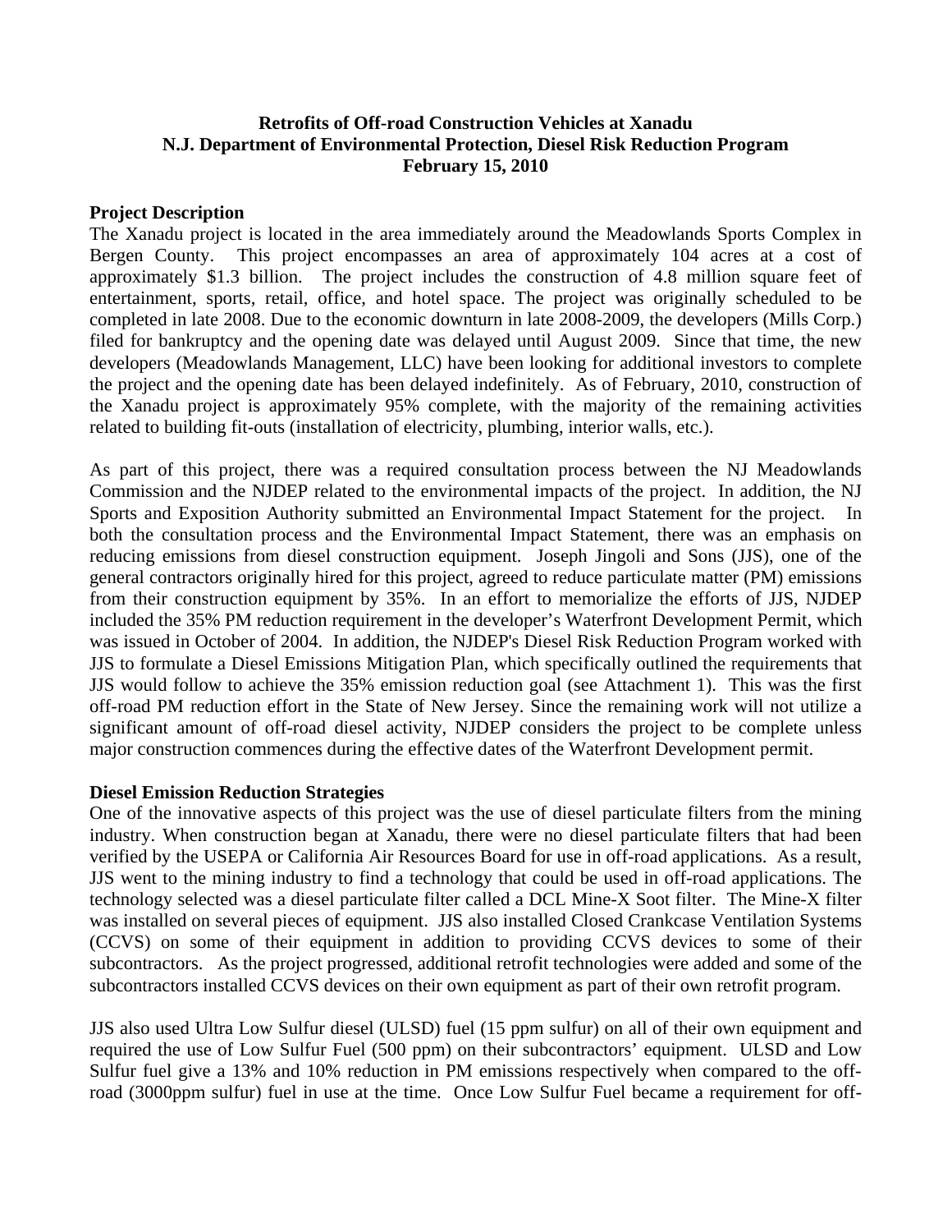**Retrofits of Off-road Construction Vehicles at Xanadu**
**N.J. Department of Environmental Protection, Diesel Risk Reduction Program**
**February 15, 2010**

## Project Description

The Xanadu project is located in the area immediately around the Meadowlands Sports Complex in Bergen County. This project encompasses an area of approximately 104 acres at a cost of approximately $1.3 billion. The project includes the construction of 4.8 million square feet of entertainment, sports, retail, office, and hotel space. The project was originally scheduled to be completed in late 2008. Due to the economic downturn in late 2008-2009, the developers (Mills Corp.) filed for bankruptcy and the opening date was delayed until August 2009. Since that time, the new developers (Meadowlands Management, LLC) have been looking for additional investors to complete the project and the opening date has been delayed indefinitely. As of February, 2010, construction of the Xanadu project is approximately 95% complete, with the majority of the remaining activities related to building fit-outs (installation of electricity, plumbing, interior walls, etc.).

As part of this project, there was a required consultation process between the NJ Meadowlands Commission and the NJDEP related to the environmental impacts of the project. In addition, the NJ Sports and Exposition Authority submitted an Environmental Impact Statement for the project. In both the consultation process and the Environmental Impact Statement, there was an emphasis on reducing emissions from diesel construction equipment. Joseph Jingoli and Sons (JJS), one of the general contractors originally hired for this project, agreed to reduce particulate matter (PM) emissions from their construction equipment by 35%. In an effort to memorialize the efforts of JJS, NJDEP included the 35% PM reduction requirement in the developer's Waterfront Development Permit, which was issued in October of 2004. In addition, the NJDEP's Diesel Risk Reduction Program worked with JJS to formulate a Diesel Emissions Mitigation Plan, which specifically outlined the requirements that JJS would follow to achieve the 35% emission reduction goal (see Attachment 1). This was the first off-road PM reduction effort in the State of New Jersey. Since the remaining work will not utilize a significant amount of off-road diesel activity, NJDEP considers the project to be complete unless major construction commences during the effective dates of the Waterfront Development permit.

## Diesel Emission Reduction Strategies

One of the innovative aspects of this project was the use of diesel particulate filters from the mining industry. When construction began at Xanadu, there were no diesel particulate filters that had been verified by the USEPA or California Air Resources Board for use in off-road applications. As a result, JJS went to the mining industry to find a technology that could be used in off-road applications. The technology selected was a diesel particulate filter called a DCL Mine-X Soot filter. The Mine-X filter was installed on several pieces of equipment. JJS also installed Closed Crankcase Ventilation Systems (CCVS) on some of their equipment in addition to providing CCVS devices to some of their subcontractors. As the project progressed, additional retrofit technologies were added and some of the subcontractors installed CCVS devices on their own equipment as part of their own retrofit program.

JJS also used Ultra Low Sulfur diesel (ULSD) fuel (15 ppm sulfur) on all of their own equipment and required the use of Low Sulfur Fuel (500 ppm) on their subcontractors' equipment. ULSD and Low Sulfur fuel give a 13% and 10% reduction in PM emissions respectively when compared to the off-road (3000ppm sulfur) fuel in use at the time. Once Low Sulfur Fuel became a requirement for off-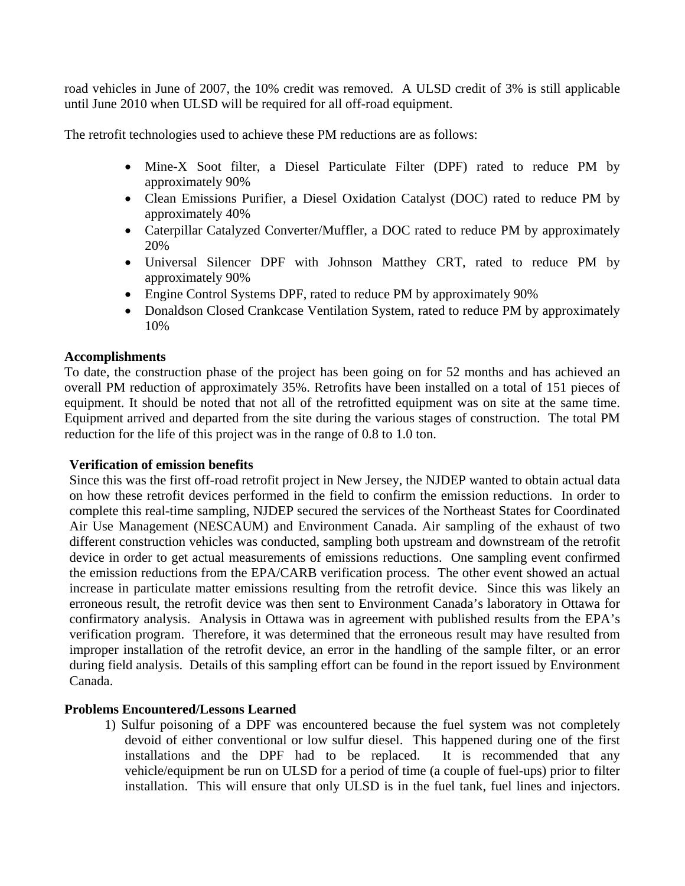road vehicles in June of 2007, the 10% credit was removed. A ULSD credit of 3% is still applicable until June 2010 when ULSD will be required for all off-road equipment.

The retrofit technologies used to achieve these PM reductions are as follows:

- Mine-X Soot filter, a Diesel Particulate Filter (DPF) rated to reduce PM by approximately 90%
- Clean Emissions Purifier, a Diesel Oxidation Catalyst (DOC) rated to reduce PM by approximately 40%
- Caterpillar Catalyzed Converter/Muffler, a DOC rated to reduce PM by approximately 20%
- Universal Silencer DPF with Johnson Matthey CRT, rated to reduce PM by approximately 90%
- Engine Control Systems DPF, rated to reduce PM by approximately 90%
- Donaldson Closed Crankcase Ventilation System, rated to reduce PM by approximately 10%

**Accomplishments**

To date, the construction phase of the project has been going on for 52 months and has achieved an overall PM reduction of approximately 35%. Retrofits have been installed on a total of 151 pieces of equipment. It should be noted that not all of the retrofitted equipment was on site at the same time. Equipment arrived and departed from the site during the various stages of construction. The total PM reduction for the life of this project was in the range of 0.8 to 1.0 ton.

**Verification of emission benefits**

Since this was the first off-road retrofit project in New Jersey, the NJDEP wanted to obtain actual data on how these retrofit devices performed in the field to confirm the emission reductions. In order to complete this real-time sampling, NJDEP secured the services of the Northeast States for Coordinated Air Use Management (NESCAUM) and Environment Canada. Air sampling of the exhaust of two different construction vehicles was conducted, sampling both upstream and downstream of the retrofit device in order to get actual measurements of emissions reductions. One sampling event confirmed the emission reductions from the EPA/CARB verification process. The other event showed an actual increase in particulate matter emissions resulting from the retrofit device. Since this was likely an erroneous result, the retrofit device was then sent to Environment Canada's laboratory in Ottawa for confirmatory analysis. Analysis in Ottawa was in agreement with published results from the EPA's verification program. Therefore, it was determined that the erroneous result may have resulted from improper installation of the retrofit device, an error in the handling of the sample filter, or an error during field analysis. Details of this sampling effort can be found in the report issued by Environment Canada.

**Problems Encountered/Lessons Learned**

1) Sulfur poisoning of a DPF was encountered because the fuel system was not completely devoid of either conventional or low sulfur diesel. This happened during one of the first installations and the DPF had to be replaced. It is recommended that any vehicle/equipment be run on ULSD for a period of time (a couple of fuel-ups) prior to filter installation. This will ensure that only ULSD is in the fuel tank, fuel lines and injectors.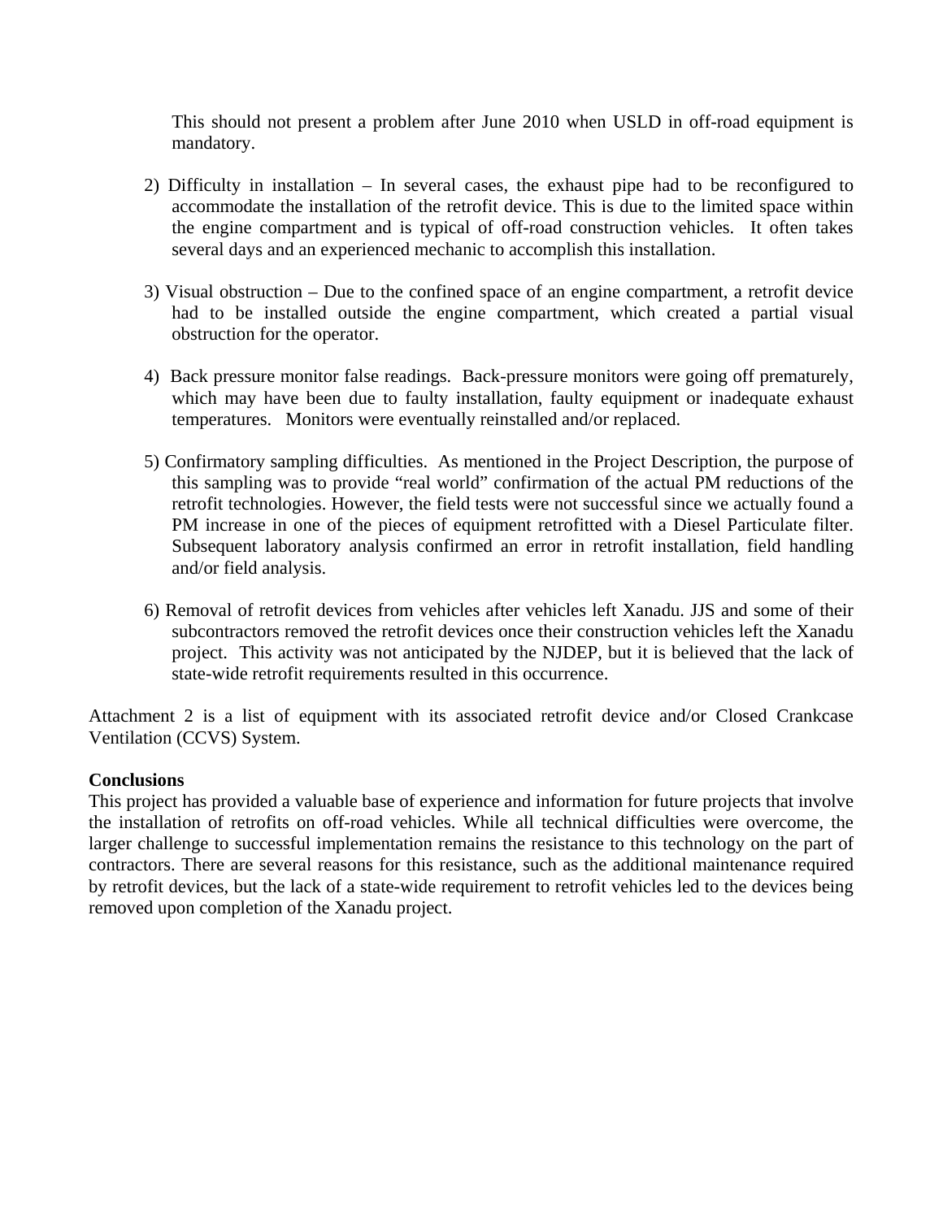This should not present a problem after June 2010 when USLD in off-road equipment is mandatory.

2) Difficulty in installation – In several cases, the exhaust pipe had to be reconfigured to accommodate the installation of the retrofit device. This is due to the limited space within the engine compartment and is typical of off-road construction vehicles. It often takes several days and an experienced mechanic to accomplish this installation.

3) Visual obstruction – Due to the confined space of an engine compartment, a retrofit device had to be installed outside the engine compartment, which created a partial visual obstruction for the operator.

4) Back pressure monitor false readings. Back-pressure monitors were going off prematurely, which may have been due to faulty installation, faulty equipment or inadequate exhaust temperatures. Monitors were eventually reinstalled and/or replaced.

5) Confirmatory sampling difficulties. As mentioned in the Project Description, the purpose of this sampling was to provide "real world" confirmation of the actual PM reductions of the retrofit technologies. However, the field tests were not successful since we actually found a PM increase in one of the pieces of equipment retrofitted with a Diesel Particulate filter. Subsequent laboratory analysis confirmed an error in retrofit installation, field handling and/or field analysis.

6) Removal of retrofit devices from vehicles after vehicles left Xanadu. JJS and some of their subcontractors removed the retrofit devices once their construction vehicles left the Xanadu project. This activity was not anticipated by the NJDEP, but it is believed that the lack of state-wide retrofit requirements resulted in this occurrence.

Attachment 2 is a list of equipment with its associated retrofit device and/or Closed Crankcase Ventilation (CCVS) System.

**Conclusions**

This project has provided a valuable base of experience and information for future projects that involve the installation of retrofits on off-road vehicles. While all technical difficulties were overcome, the larger challenge to successful implementation remains the resistance to this technology on the part of contractors. There are several reasons for this resistance, such as the additional maintenance required by retrofit devices, but the lack of a state-wide requirement to retrofit vehicles led to the devices being removed upon completion of the Xanadu project.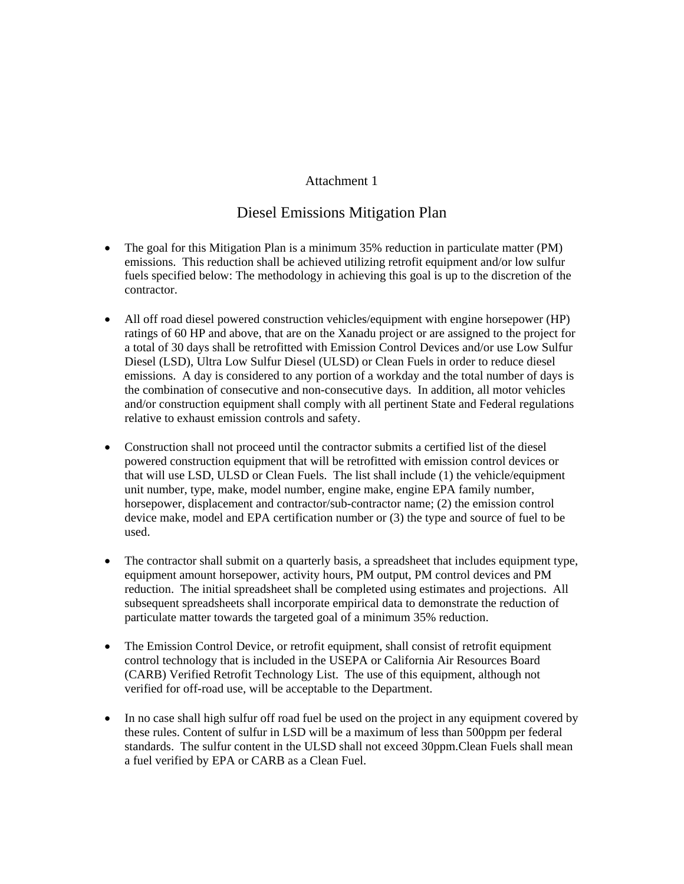Attachment 1

# Diesel Emissions Mitigation Plan

- The goal for this Mitigation Plan is a minimum 35% reduction in particulate matter (PM) emissions. This reduction shall be achieved utilizing retrofit equipment and/or low sulfur fuels specified below: The methodology in achieving this goal is up to the discretion of the contractor.

- All off road diesel powered construction vehicles/equipment with engine horsepower (HP) ratings of 60 HP and above, that are on the Xanadu project or are assigned to the project for a total of 30 days shall be retrofitted with Emission Control Devices and/or use Low Sulfur Diesel (LSD), Ultra Low Sulfur Diesel (ULSD) or Clean Fuels in order to reduce diesel emissions. A day is considered to any portion of a workday and the total number of days is the combination of consecutive and non-consecutive days. In addition, all motor vehicles and/or construction equipment shall comply with all pertinent State and Federal regulations relative to exhaust emission controls and safety.

- Construction shall not proceed until the contractor submits a certified list of the diesel powered construction equipment that will be retrofitted with emission control devices or that will use LSD, ULSD or Clean Fuels. The list shall include (1) the vehicle/equipment unit number, type, make, model number, engine make, engine EPA family number, horsepower, displacement and contractor/sub-contractor name; (2) the emission control device make, model and EPA certification number or (3) the type and source of fuel to be used.

- The contractor shall submit on a quarterly basis, a spreadsheet that includes equipment type, equipment amount horsepower, activity hours, PM output, PM control devices and PM reduction. The initial spreadsheet shall be completed using estimates and projections. All subsequent spreadsheets shall incorporate empirical data to demonstrate the reduction of particulate matter towards the targeted goal of a minimum 35% reduction.

- The Emission Control Device, or retrofit equipment, shall consist of retrofit equipment control technology that is included in the USEPA or California Air Resources Board (CARB) Verified Retrofit Technology List. The use of this equipment, although not verified for off-road use, will be acceptable to the Department.

- In no case shall high sulfur off road fuel be used on the project in any equipment covered by these rules. Content of sulfur in LSD will be a maximum of less than 500ppm per federal standards. The sulfur content in the ULSD shall not exceed 30ppm.Clean Fuels shall mean a fuel verified by EPA or CARB as a Clean Fuel.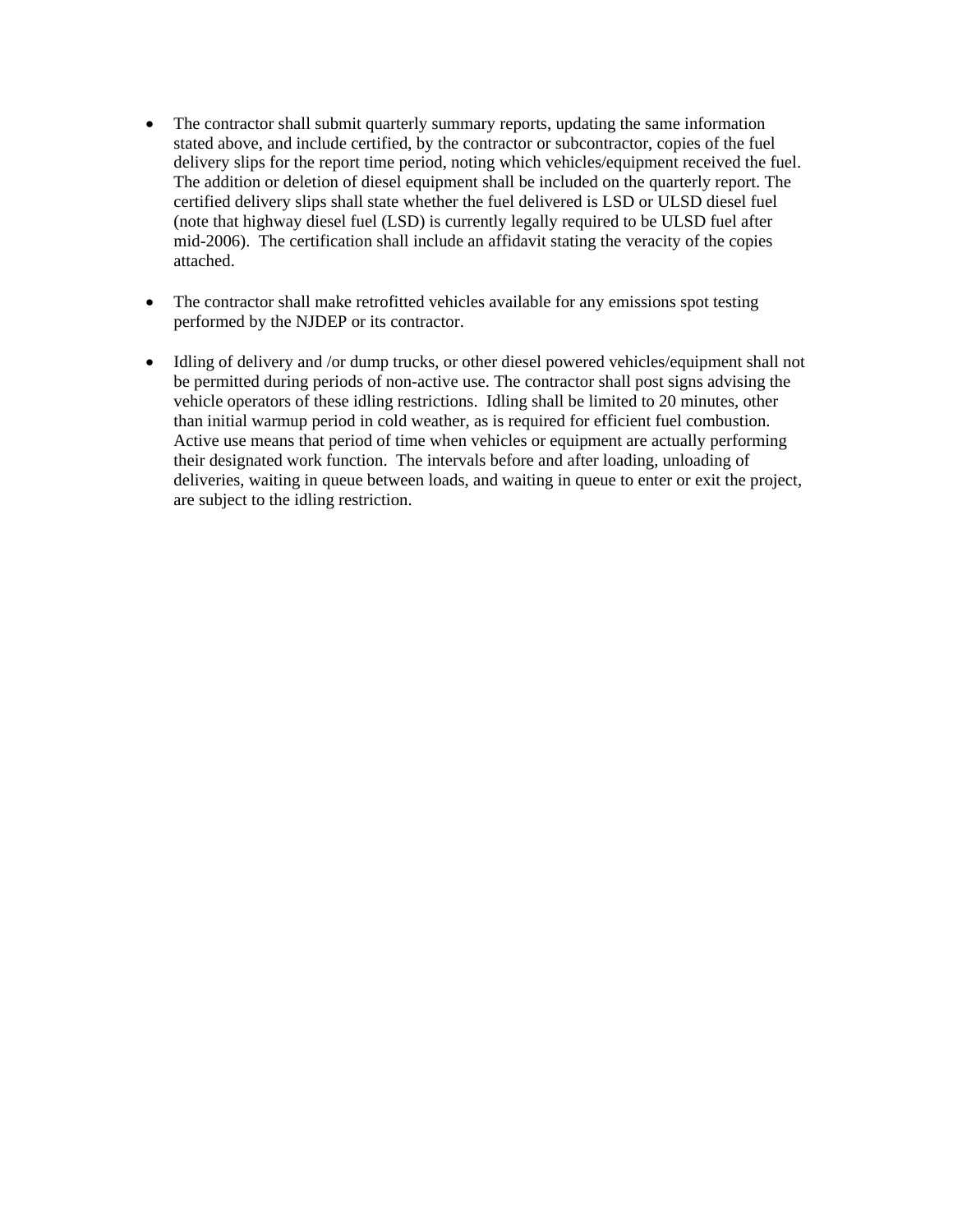- The contractor shall submit quarterly summary reports, updating the same information stated above, and include certified, by the contractor or subcontractor, copies of the fuel delivery slips for the report time period, noting which vehicles/equipment received the fuel. The addition or deletion of diesel equipment shall be included on the quarterly report. The certified delivery slips shall state whether the fuel delivered is LSD or ULSD diesel fuel (note that highway diesel fuel (LSD) is currently legally required to be ULSD fuel after mid-2006). The certification shall include an affidavit stating the veracity of the copies attached.

- The contractor shall make retrofitted vehicles available for any emissions spot testing performed by the NJDEP or its contractor.

- Idling of delivery and /or dump trucks, or other diesel powered vehicles/equipment shall not be permitted during periods of non-active use. The contractor shall post signs advising the vehicle operators of these idling restrictions. Idling shall be limited to 20 minutes, other than initial warmup period in cold weather, as is required for efficient fuel combustion. Active use means that period of time when vehicles or equipment are actually performing their designated work function. The intervals before and after loading, unloading of deliveries, waiting in queue between loads, and waiting in queue to enter or exit the project, are subject to the idling restriction.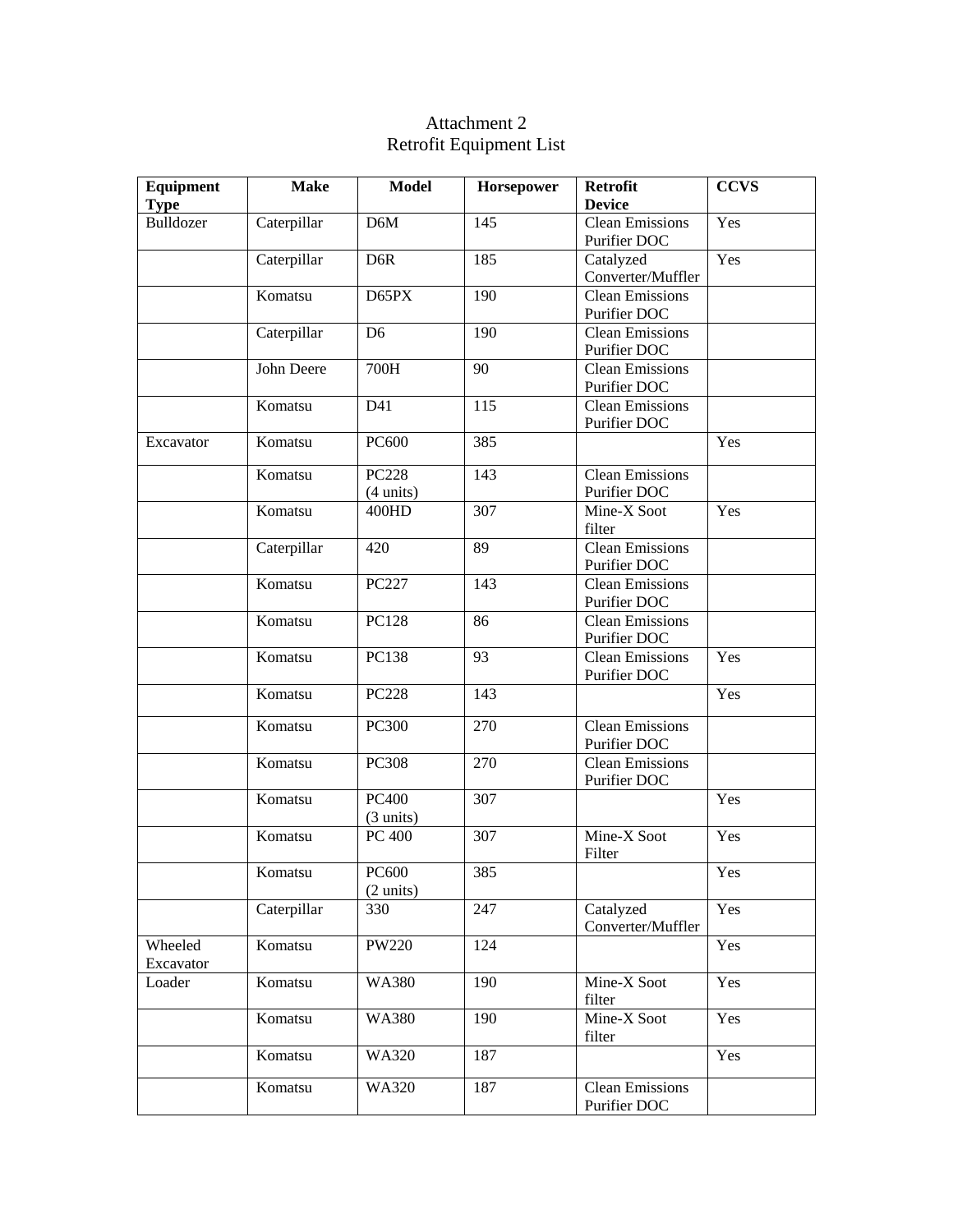# Attachment 2
## Retrofit Equipment List

| Equipment Type | Make | Model | Horsepower | Retrofit Device | CCVS |
|---|---|---|---|---|---|
| Bulldozer | Caterpillar | D6M | 145 | Clean Emissions Purifier DOC | Yes |
| | Caterpillar | D6R | 185 | Catalyzed Converter/Muffler | Yes |
| | Komatsu | D65PX | 190 | Clean Emissions Purifier DOC | |
| | Caterpillar | D6 | 190 | Clean Emissions Purifier DOC | |
| | John Deere | 700H | 90 | Clean Emissions Purifier DOC | |
| | Komatsu | D41 | 115 | Clean Emissions Purifier DOC | |
| Excavator | Komatsu | PC600 | 385 | | Yes |
| | Komatsu | PC228 (4 units) | 143 | Clean Emissions Purifier DOC | |
| | Komatsu | 400HD | 307 | Mine-X Soot filter | Yes |
| | Caterpillar | 420 | 89 | Clean Emissions Purifier DOC | |
| | Komatsu | PC227 | 143 | Clean Emissions Purifier DOC | |
| | Komatsu | PC128 | 86 | Clean Emissions Purifier DOC | |
| | Komatsu | PC138 | 93 | Clean Emissions Purifier DOC | Yes |
| | Komatsu | PC228 | 143 | | Yes |
| | Komatsu | PC300 | 270 | Clean Emissions Purifier DOC | |
| | Komatsu | PC308 | 270 | Clean Emissions Purifier DOC | |
| | Komatsu | PC400 (3 units) | 307 | | Yes |
| | Komatsu | PC 400 | 307 | Mine-X Soot Filter | Yes |
| | Komatsu | PC600 (2 units) | 385 | | Yes |
| | Caterpillar | 330 | 247 | Catalyzed Converter/Muffler | Yes |
| Wheeled Excavator | Komatsu | PW220 | 124 | | Yes |
| Loader | Komatsu | WA380 | 190 | Mine-X Soot filter | Yes |
| | Komatsu | WA380 | 190 | Mine-X Soot filter | Yes |
| | Komatsu | WA320 | 187 | | Yes |
| | Komatsu | WA320 | 187 | Clean Emissions Purifier DOC | |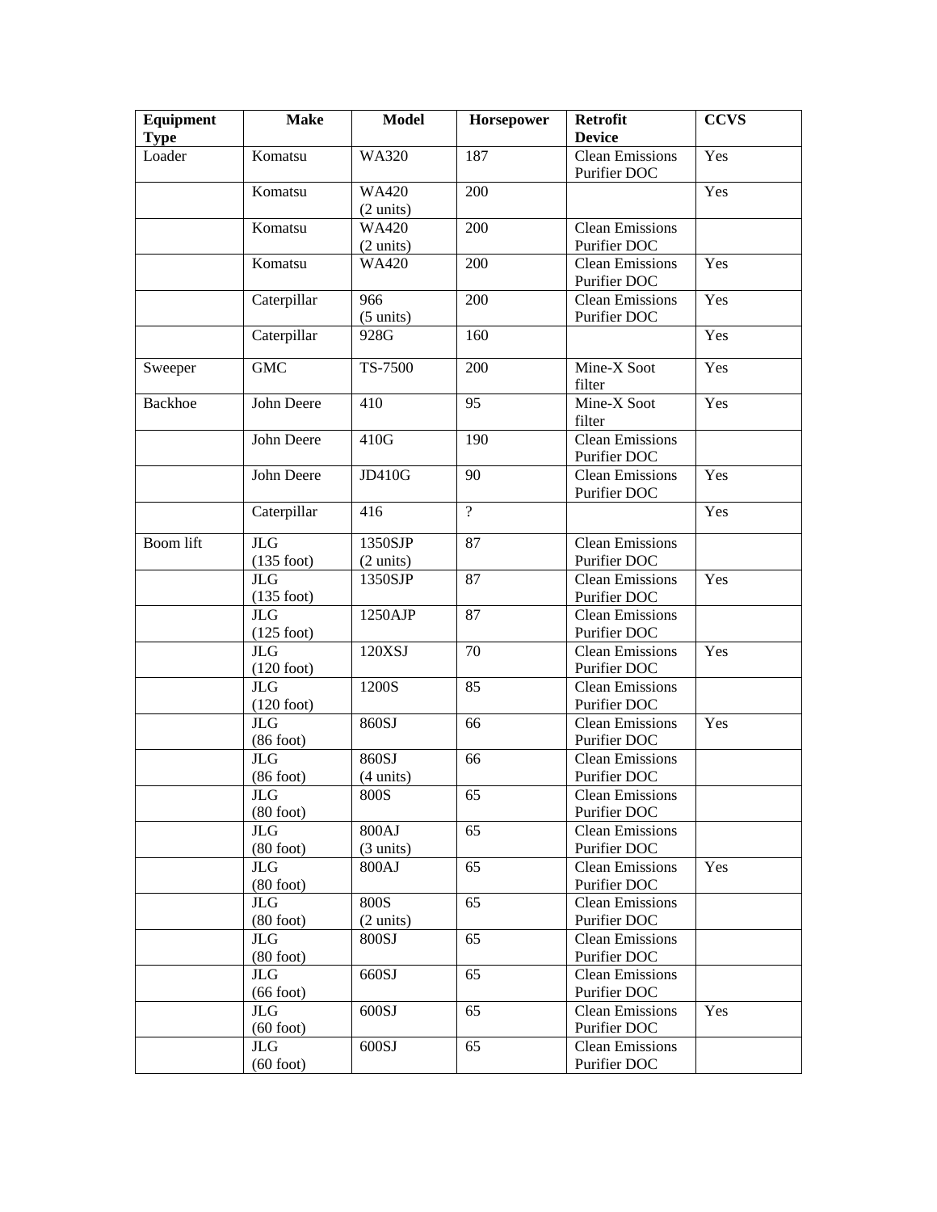| Equipment Type | Make | Model | Horsepower | Retrofit Device | CCVS |
|---|---|---|---|---|---|
| Loader | Komatsu | WA320 | 187 | Clean Emissions Purifier DOC | Yes |
| | Komatsu | WA420 (2 units) | 200 | | Yes |
| | Komatsu | WA420 (2 units) | 200 | Clean Emissions Purifier DOC | |
| | Komatsu | WA420 | 200 | Clean Emissions Purifier DOC | Yes |
| | Caterpillar | 966 (5 units) | 200 | Clean Emissions Purifier DOC | Yes |
| | Caterpillar | 928G | 160 | | Yes |
| Sweeper | GMC | TS-7500 | 200 | Mine-X Soot filter | Yes |
| Backhoe | John Deere | 410 | 95 | Mine-X Soot filter | Yes |
| | John Deere | 410G | 190 | Clean Emissions Purifier DOC | |
| | John Deere | JD410G | 90 | Clean Emissions Purifier DOC | Yes |
| | Caterpillar | 416 | ? | | Yes |
| Boom lift | JLG (135 foot) | 1350SJP (2 units) | 87 | Clean Emissions Purifier DOC | |
| | JLG (135 foot) | 1350SJP | 87 | Clean Emissions Purifier DOC | Yes |
| | JLG (125 foot) | 1250AJP | 87 | Clean Emissions Purifier DOC | |
| | JLG (120 foot) | 120XSJ | 70 | Clean Emissions Purifier DOC | Yes |
| | JLG (120 foot) | 1200S | 85 | Clean Emissions Purifier DOC | |
| | JLG (86 foot) | 860SJ | 66 | Clean Emissions Purifier DOC | Yes |
| | JLG (86 foot) | 860SJ (4 units) | 66 | Clean Emissions Purifier DOC | |
| | JLG (80 foot) | 800S | 65 | Clean Emissions Purifier DOC | |
| | JLG (80 foot) | 800AJ (3 units) | 65 | Clean Emissions Purifier DOC | |
| | JLG (80 foot) | 800AJ | 65 | Clean Emissions Purifier DOC | Yes |
| | JLG (80 foot) | 800S (2 units) | 65 | Clean Emissions Purifier DOC | |
| | JLG (80 foot) | 800SJ | 65 | Clean Emissions Purifier DOC | |
| | JLG (66 foot) | 660SJ | 65 | Clean Emissions Purifier DOC | |
| | JLG (60 foot) | 600SJ | 65 | Clean Emissions Purifier DOC | Yes |
| | JLG (60 foot) | 600SJ | 65 | Clean Emissions Purifier DOC | |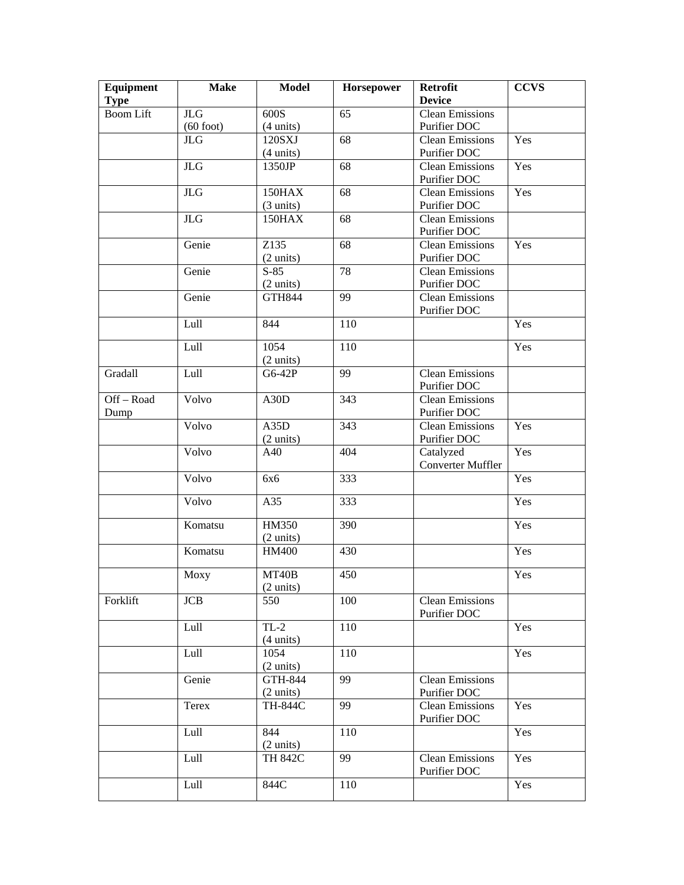| Equipment Type | Make | Model | Horsepower | Retrofit Device | CCVS |
|---|---|---|---|---|---|
| Boom Lift | JLG (60 foot) | 600S (4 units) | 65 | Clean Emissions Purifier DOC | |
| | JLG | 120SXJ (4 units) | 68 | Clean Emissions Purifier DOC | Yes |
| | JLG | 1350JP | 68 | Clean Emissions Purifier DOC | Yes |
| | JLG | 150HAX (3 units) | 68 | Clean Emissions Purifier DOC | Yes |
| | JLG | 150HAX | 68 | Clean Emissions Purifier DOC | |
| | Genie | Z135 (2 units) | 68 | Clean Emissions Purifier DOC | Yes |
| | Genie | S-85 (2 units) | 78 | Clean Emissions Purifier DOC | |
| | Genie | GTH844 | 99 | Clean Emissions Purifier DOC | |
| | Lull | 844 | 110 | | Yes |
| | Lull | 1054 (2 units) | 110 | | Yes |
| Gradall | Lull | G6-42P | 99 | Clean Emissions Purifier DOC | |
| Off – Road Dump | Volvo | A30D | 343 | Clean Emissions Purifier DOC | |
| | Volvo | A35D (2 units) | 343 | Clean Emissions Purifier DOC | Yes |
| | Volvo | A40 | 404 | Catalyzed Converter Muffler | Yes |
| | Volvo | 6x6 | 333 | | Yes |
| | Volvo | A35 | 333 | | Yes |
| | Komatsu | HM350 (2 units) | 390 | | Yes |
| | Komatsu | HM400 | 430 | | Yes |
| | Moxy | MT40B (2 units) | 450 | | Yes |
| Forklift | JCB | 550 | 100 | Clean Emissions Purifier DOC | |
| | Lull | TL-2 (4 units) | 110 | | Yes |
| | Lull | 1054 (2 units) | 110 | | Yes |
| | Genie | GTH-844 (2 units) | 99 | Clean Emissions Purifier DOC | |
| | Terex | TH-844C | 99 | Clean Emissions Purifier DOC | Yes |
| | Lull | 844 (2 units) | 110 | | Yes |
| | Lull | TH 842C | 99 | Clean Emissions Purifier DOC | Yes |
| | Lull | 844C | 110 | | Yes |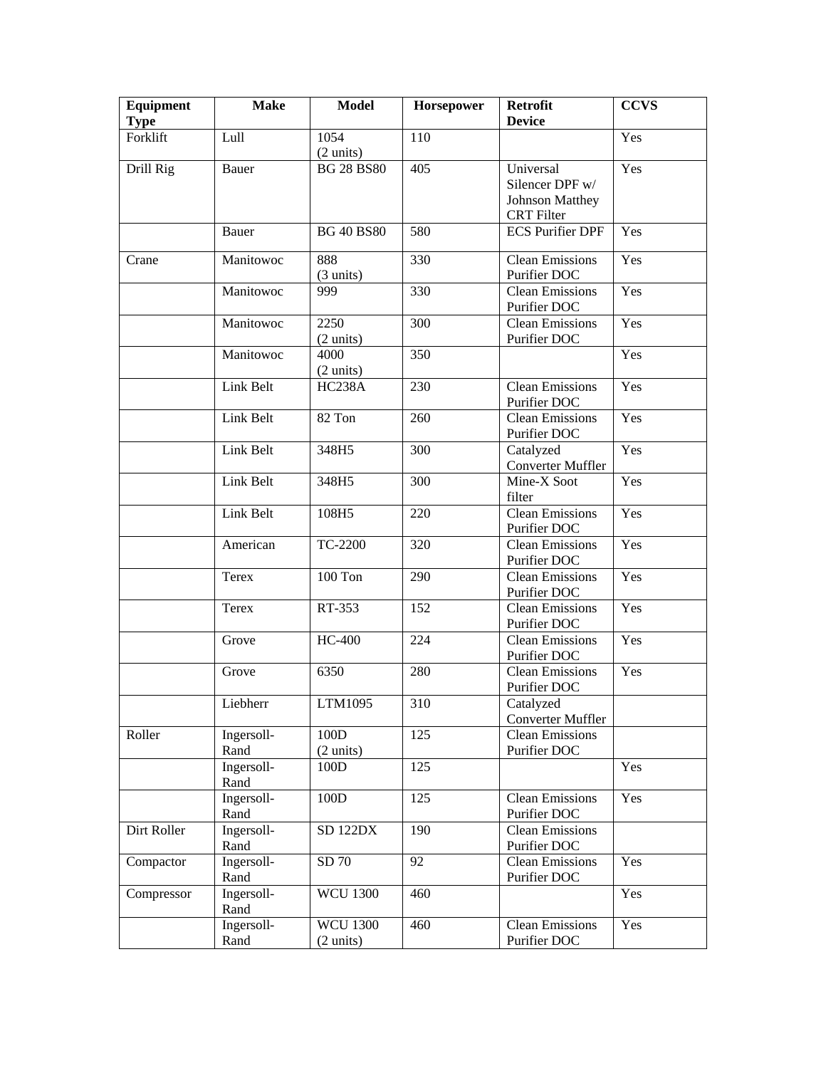| Equipment Type | Make | Model | Horsepower | Retrofit Device | CCVS |
|---|---|---|---|---|---|
| Forklift | Lull | 1054 (2 units) | 110 | | Yes |
| Drill Rig | Bauer | BG 28 BS80 | 405 | Universal Silencer DPF w/ Johnson Matthey CRT Filter | Yes |
| | Bauer | BG 40 BS80 | 580 | ECS Purifier DPF | Yes |
| Crane | Manitowoc | 888 (3 units) | 330 | Clean Emissions Purifier DOC | Yes |
| | Manitowoc | 999 | 330 | Clean Emissions Purifier DOC | Yes |
| | Manitowoc | 2250 (2 units) | 300 | Clean Emissions Purifier DOC | Yes |
| | Manitowoc | 4000 (2 units) | 350 | | Yes |
| | Link Belt | HC238A | 230 | Clean Emissions Purifier DOC | Yes |
| | Link Belt | 82 Ton | 260 | Clean Emissions Purifier DOC | Yes |
| | Link Belt | 348H5 | 300 | Catalyzed Converter Muffler | Yes |
| | Link Belt | 348H5 | 300 | Mine-X Soot filter | Yes |
| | Link Belt | 108H5 | 220 | Clean Emissions Purifier DOC | Yes |
| | American | TC-2200 | 320 | Clean Emissions Purifier DOC | Yes |
| | Terex | 100 Ton | 290 | Clean Emissions Purifier DOC | Yes |
| | Terex | RT-353 | 152 | Clean Emissions Purifier DOC | Yes |
| | Grove | HC-400 | 224 | Clean Emissions Purifier DOC | Yes |
| | Grove | 6350 | 280 | Clean Emissions Purifier DOC | Yes |
| | Liebherr | LTM1095 | 310 | Catalyzed Converter Muffler | |
| Roller | Ingersoll-Rand | 100D (2 units) | 125 | Clean Emissions Purifier DOC | |
| | Ingersoll-Rand | 100D | 125 | | Yes |
| | Ingersoll-Rand | 100D | 125 | Clean Emissions Purifier DOC | Yes |
| Dirt Roller | Ingersoll-Rand | SD 122DX | 190 | Clean Emissions Purifier DOC | |
| Compactor | Ingersoll-Rand | SD 70 | 92 | Clean Emissions Purifier DOC | Yes |
| Compressor | Ingersoll-Rand | WCU 1300 | 460 | | Yes |
| | Ingersoll-Rand | WCU 1300 (2 units) | 460 | Clean Emissions Purifier DOC | Yes |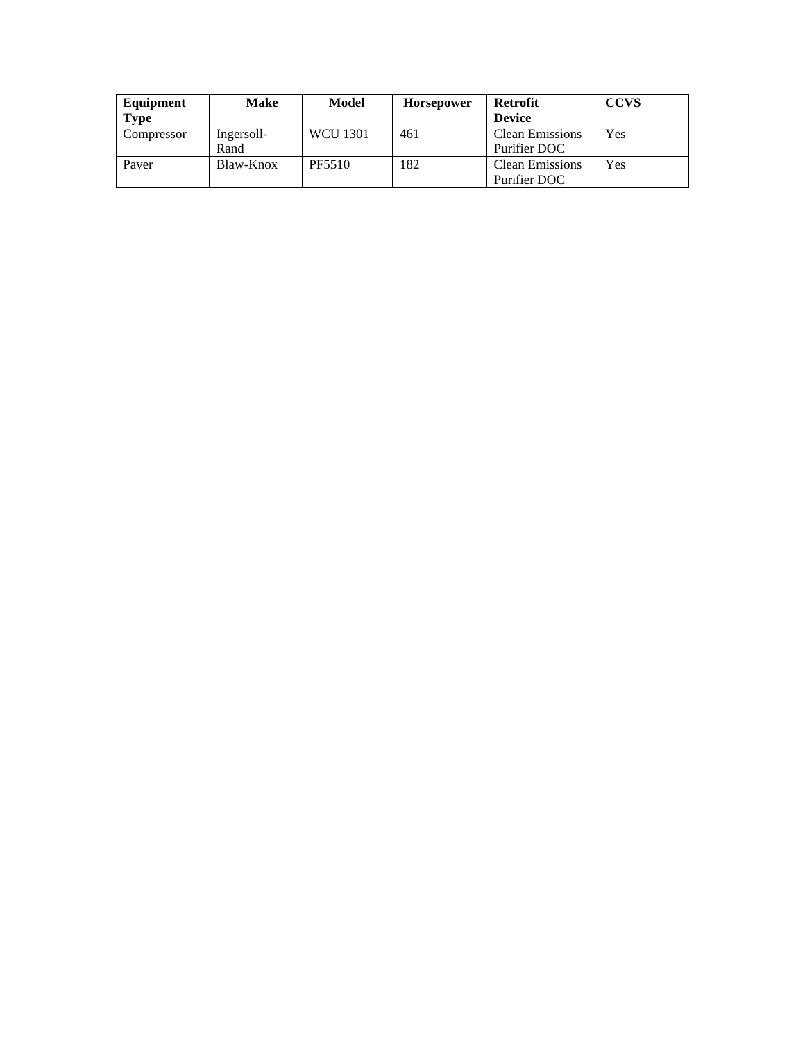| Equipment Type | Make | Model | Horsepower | Retrofit Device | CCVS |
|---|---|---|---|---|---|
| Compressor | Ingersoll-Rand | WCU 1301 | 461 | Clean Emissions Purifier DOC | Yes |
| Paver | Blaw-Knox | PF5510 | 182 | Clean Emissions Purifier DOC | Yes |